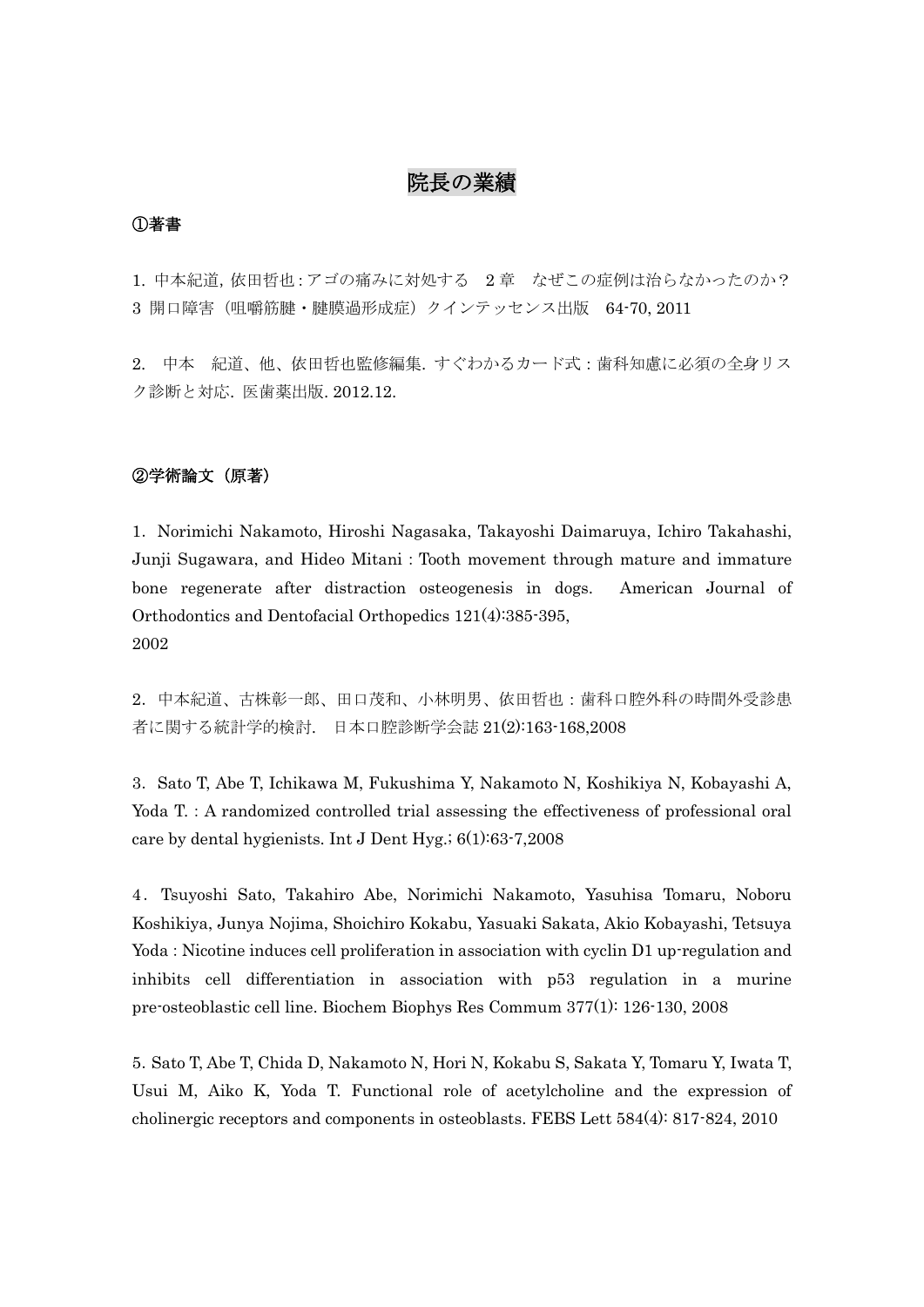# 院長の業績

**①著書**

1. 中本紀道, 依田哲也 : アゴの痛みに対処する　2 章　なぜこの症例は治らなかったのか?　3 開口障害（咀嚼筋腱・腱膜過形成症）クインテッセンス出版　64-70, 2011

2. 中本　紀道、他、依田哲也監修編集. すぐわかるカード式 : 歯科知慮に必須の全身リスク診断と対応. 医歯薬出版. 2012.12.

**②学術論文（原著）**

1. Norimichi Nakamoto, Hiroshi Nagasaka, Takayoshi Daimaruya, Ichiro Takahashi, Junji Sugawara, and Hideo Mitani : Tooth movement through mature and immature bone regenerate after distraction osteogenesis in dogs. American Journal of Orthodontics and Dentofacial Orthopedics 121(4):385-395, 2002

2. 中本紀道、古株彰一郎、田口茂和、小林明男、依田哲也 : 歯科口腔外科の時間外受診患者に関する統計学的検討. 日本口腔診断学会誌 21(2):163-168,2008

3. Sato T, Abe T, Ichikawa M, Fukushima Y, Nakamoto N, Koshikiya N, Kobayashi A, Yoda T. : A randomized controlled trial assessing the effectiveness of professional oral care by dental hygienists. Int J Dent Hyg.; 6(1):63-7,2008

4. Tsuyoshi Sato, Takahiro Abe, Norimichi Nakamoto, Yasuhisa Tomaru, Noboru Koshikiya, Junya Nojima, Shoichiro Kokabu, Yasuaki Sakata, Akio Kobayashi, Tetsuya Yoda : Nicotine induces cell proliferation in association with cyclin D1 up-regulation and inhibits cell differentiation in association with p53 regulation in a murine pre-osteoblastic cell line. Biochem Biophys Res Commum 377(1): 126-130, 2008

5. Sato T, Abe T, Chida D, Nakamoto N, Hori N, Kokabu S, Sakata Y, Tomaru Y, Iwata T, Usui M, Aiko K, Yoda T. Functional role of acetylcholine and the expression of cholinergic receptors and components in osteoblasts. FEBS Lett 584(4): 817-824, 2010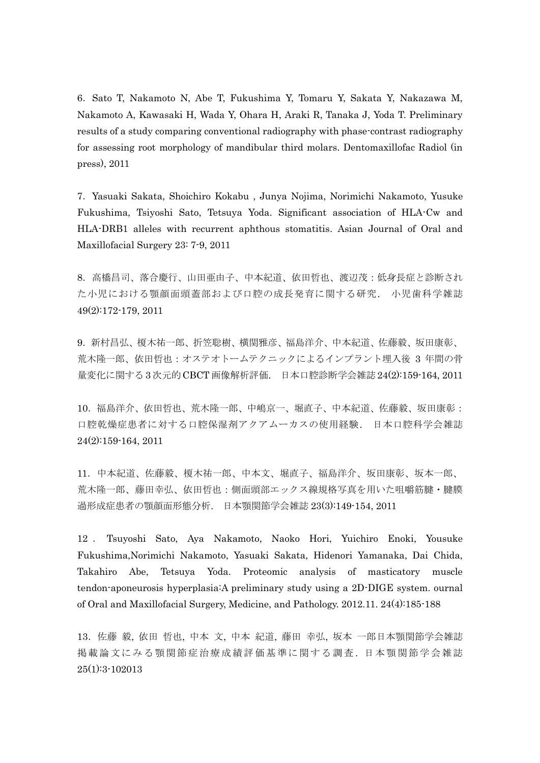6. Sato T, Nakamoto N, Abe T, Fukushima Y, Tomaru Y, Sakata Y, Nakazawa M, Nakamoto A, Kawasaki H, Wada Y, Ohara H, Araki R, Tanaka J, Yoda T. Preliminary results of a study comparing conventional radiography with phase-contrast radiography for assessing root morphology of mandibular third molars. Dentomaxillofac Radiol (in press), 2011

7. Yasuaki Sakata, Shoichiro Kokabu , Junya Nojima, Norimichi Nakamoto, Yusuke Fukushima, Tsiyoshi Sato, Tetsuya Yoda. Significant association of HLA-Cw and HLA-DRB1 alleles with recurrent aphthous stomatitis. Asian Journal of Oral and Maxillofacial Surgery 23: 7-9, 2011

8. 高橋昌司、落合慶行、山田亜由子、中本紀道、依田哲也、渡辺茂：低身長症と診断された小児における顎顔面頭蓋部および口腔の成長発育に関する研究．小児歯科学雑誌 49(2):172-179, 2011

9. 新村昌弘、榎木祐一郎、折笠聡樹、横関雅彦、福島洋介、中本紀道、佐藤毅、坂田康彰、荒木隆一郎、依田哲也：オステオトームテクニックによるインプラント埋入後 3 年間の骨量変化に関する 3 次元的 CBCT 画像解析評価．日本口腔診断学会雑誌 24(2):159-164, 2011

10. 福島洋介、依田哲也、荒木隆一郎、中嶋京一、堀直子、中本紀道、佐藤毅、坂田康彰：口腔乾燥症患者に対する口腔保湿剤アクアムーカスの使用経験．日本口腔科学会雑誌 24(2):159-164, 2011

11. 中本紀道、佐藤毅、榎木祐一郎、中本文、堀直子、福島洋介、坂田康彰、坂本一郎、荒木隆一郎、藤田幸弘、依田哲也：側面頭部エックス線規格写真を用いた咀嚼筋腱・腱膜過形成症患者の顎顔面形態分析．日本顎関節学会雑誌 23(3):149-154, 2011

12 . Tsuyoshi Sato, Aya Nakamoto, Naoko Hori, Yuichiro Enoki, Yousuke Fukushima,Norimichi Nakamoto, Yasuaki Sakata, Hidenori Yamanaka, Dai Chida, Takahiro Abe, Tetsuya Yoda. Proteomic analysis of masticatory muscle tendon-aponeurosis hyperplasia:A preliminary study using a 2D-DIGE system. ournal of Oral and Maxillofacial Surgery, Medicine, and Pathology. 2012.11. 24(4):185-188

13. 佐藤 毅, 依田 哲也, 中本 文, 中本 紀道, 藤田 幸弘, 坂本 一郎日本顎関節学会雑誌掲載論文にみる顎関節症治療成績評価基準に関する調査．日本顎関節学会雑誌 25(1):3-102013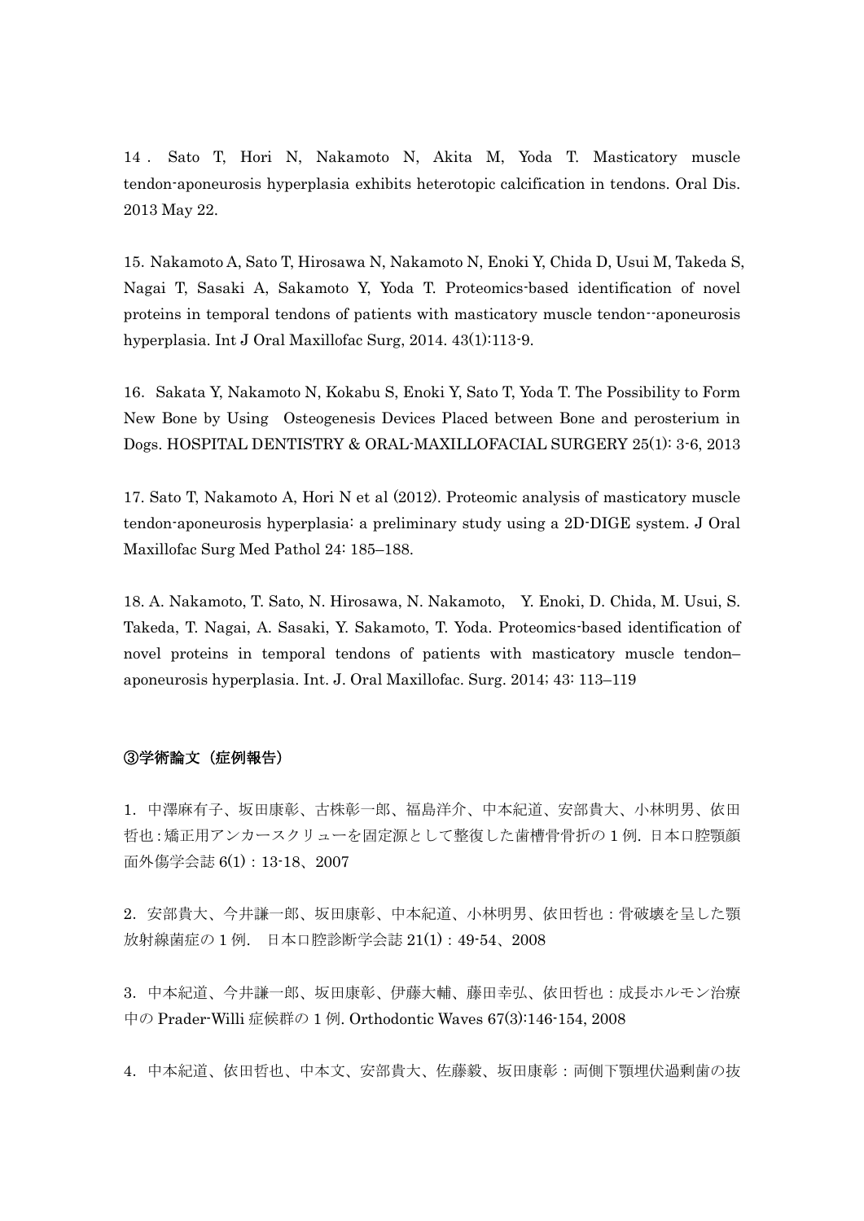14 . Sato T, Hori N, Nakamoto N, Akita M, Yoda T. Masticatory muscle tendon-aponeurosis hyperplasia exhibits heterotopic calcification in tendons. Oral Dis. 2013 May 22.

15. Nakamoto A, Sato T, Hirosawa N, Nakamoto N, Enoki Y, Chida D, Usui M, Takeda S, Nagai T, Sasaki A, Sakamoto Y, Yoda T. Proteomics-based identification of novel proteins in temporal tendons of patients with masticatory muscle tendon--aponeurosis hyperplasia. Int J Oral Maxillofac Surg, 2014. 43(1):113-9.

16. Sakata Y, Nakamoto N, Kokabu S, Enoki Y, Sato T, Yoda T. The Possibility to Form New Bone by Using Osteogenesis Devices Placed between Bone and perosterium in Dogs. HOSPITAL DENTISTRY & ORAL-MAXILLOFACIAL SURGERY 25(1): 3-6, 2013

17. Sato T, Nakamoto A, Hori N et al (2012). Proteomic analysis of masticatory muscle tendon-aponeurosis hyperplasia: a preliminary study using a 2D-DIGE system. J Oral Maxillofac Surg Med Pathol 24: 185–188.

18. A. Nakamoto, T. Sato, N. Hirosawa, N. Nakamoto, Y. Enoki, D. Chida, M. Usui, S. Takeda, T. Nagai, A. Sasaki, Y. Sakamoto, T. Yoda. Proteomics-based identification of novel proteins in temporal tendons of patients with masticatory muscle tendon–aponeurosis hyperplasia. Int. J. Oral Maxillofac. Surg. 2014; 43: 113–119

**③学術論文（症例報告）**

1．中澤麻有子、坂田康彰、古株彰一郎、福島洋介、中本紀道、安部貴大、小林明男、依田哲也：矯正用アンカースクリューを固定源として整復した歯槽骨骨折の 1 例．日本口腔顎顔面外傷学会誌 6(1)：13-18、2007

2．安部貴大、今井謙一郎、坂田康彰、中本紀道、小林明男、依田哲也：骨破壊を呈した顎放射線菌症の 1 例． 日本口腔診断学会誌 21(1)：49-54、2008

3．中本紀道、今井謙一郎、坂田康彰、伊藤大輔、藤田幸弘、依田哲也：成長ホルモン治療中の Prader-Willi 症候群の 1 例. Orthodontic Waves 67(3):146-154, 2008

4．中本紀道、依田哲也、中本文、安部貴大、佐藤毅、坂田康彰：両側下顎埋伏過剰歯の抜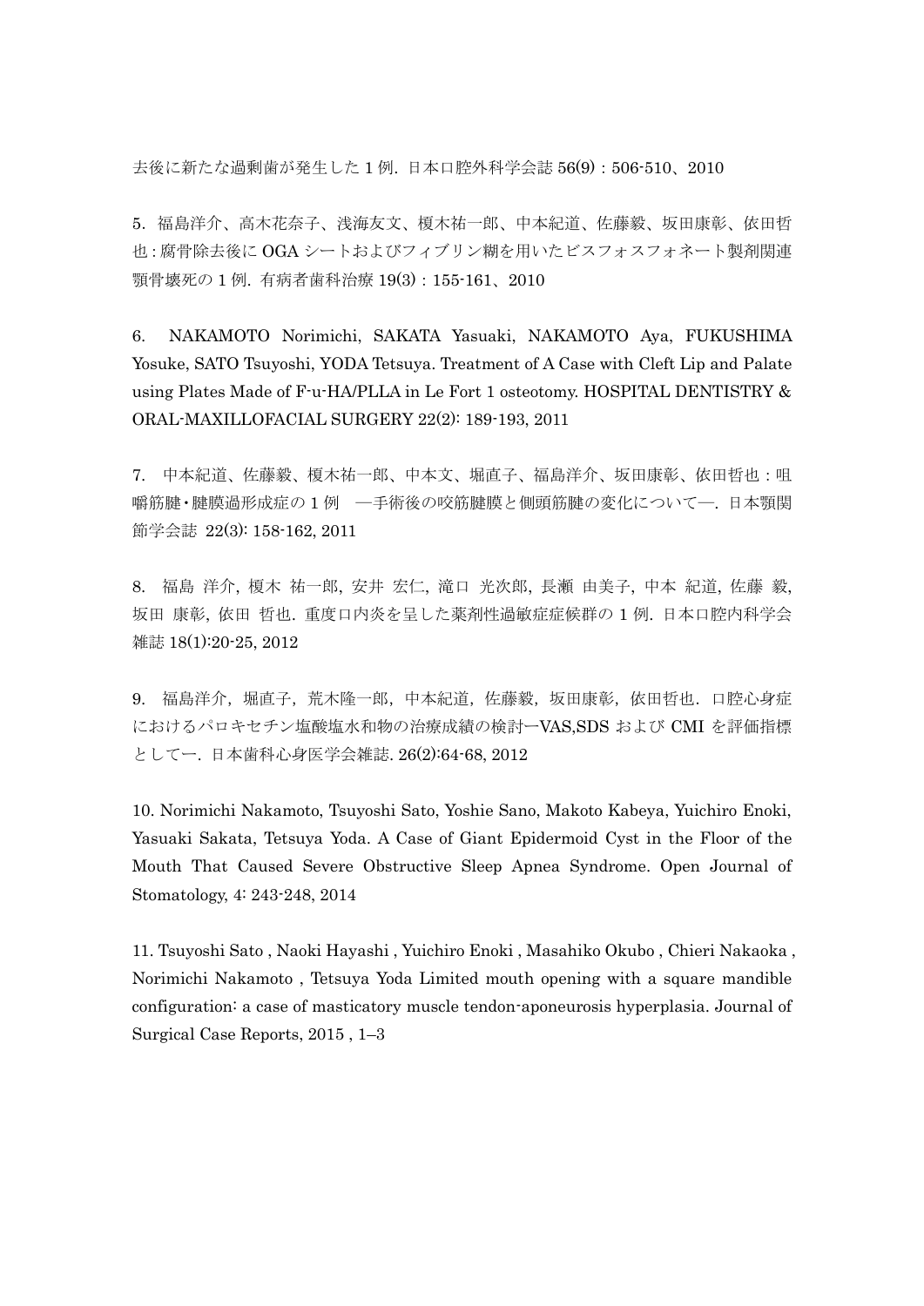去後に新たな過剰歯が発生した 1 例. 日本口腔外科学会誌 56(9)：506-510、2010

5. 福島洋介、高木花奈子、浅海友文、榎木祐一郎、中本紀道、佐藤毅、坂田康彰、依田哲也：腐骨除去後に OGA シートおよびフィブリン糊を用いたビスフォスフォネート製剤関連顎骨壊死の 1 例. 有病者歯科治療 19(3)：155-161、2010

6. NAKAMOTO Norimichi, SAKATA Yasuaki, NAKAMOTO Aya, FUKUSHIMA Yosuke, SATO Tsuyoshi, YODA Tetsuya. Treatment of A Case with Cleft Lip and Palate using Plates Made of F-u-HA/PLLA in Le Fort 1 osteotomy. HOSPITAL DENTISTRY & ORAL-MAXILLOFACIAL SURGERY 22(2): 189-193, 2011

7. 中本紀道、佐藤毅、榎木祐一郎、中本文、堀直子、福島洋介、坂田康彰、依田哲也：咀嚼筋腱・腱膜過形成症の 1 例　―手術後の咬筋腱膜と側頭筋腱の変化について―. 日本顎関節学会誌 22(3): 158-162, 2011

8. 福島 洋介, 榎木 祐一郎, 安井 宏仁, 滝口 光次郎, 長瀬 由美子, 中本 紀道, 佐藤 毅, 坂田 康彰, 依田 哲也. 重度口内炎を呈した薬剤性過敏症症候群の 1 例. 日本口腔内科学会雑誌 18(1):20-25, 2012

9. 福島洋介，堀直子，荒木隆一郎，中本紀道，佐藤毅，坂田康彰，依田哲也．口腔心身症におけるパロキセチン塩酸塩水和物の治療成績の検討ーVAS,SDS および CMI を評価指標としてー. 日本歯科心身医学会雑誌. 26(2):64-68, 2012

10. Norimichi Nakamoto, Tsuyoshi Sato, Yoshie Sano, Makoto Kabeya, Yuichiro Enoki, Yasuaki Sakata, Tetsuya Yoda. A Case of Giant Epidermoid Cyst in the Floor of the Mouth That Caused Severe Obstructive Sleep Apnea Syndrome. Open Journal of Stomatology, 4: 243-248, 2014

11. Tsuyoshi Sato , Naoki Hayashi , Yuichiro Enoki , Masahiko Okubo , Chieri Nakaoka , Norimichi Nakamoto , Tetsuya Yoda Limited mouth opening with a square mandible configuration: a case of masticatory muscle tendon-aponeurosis hyperplasia. Journal of Surgical Case Reports, 2015 , 1–3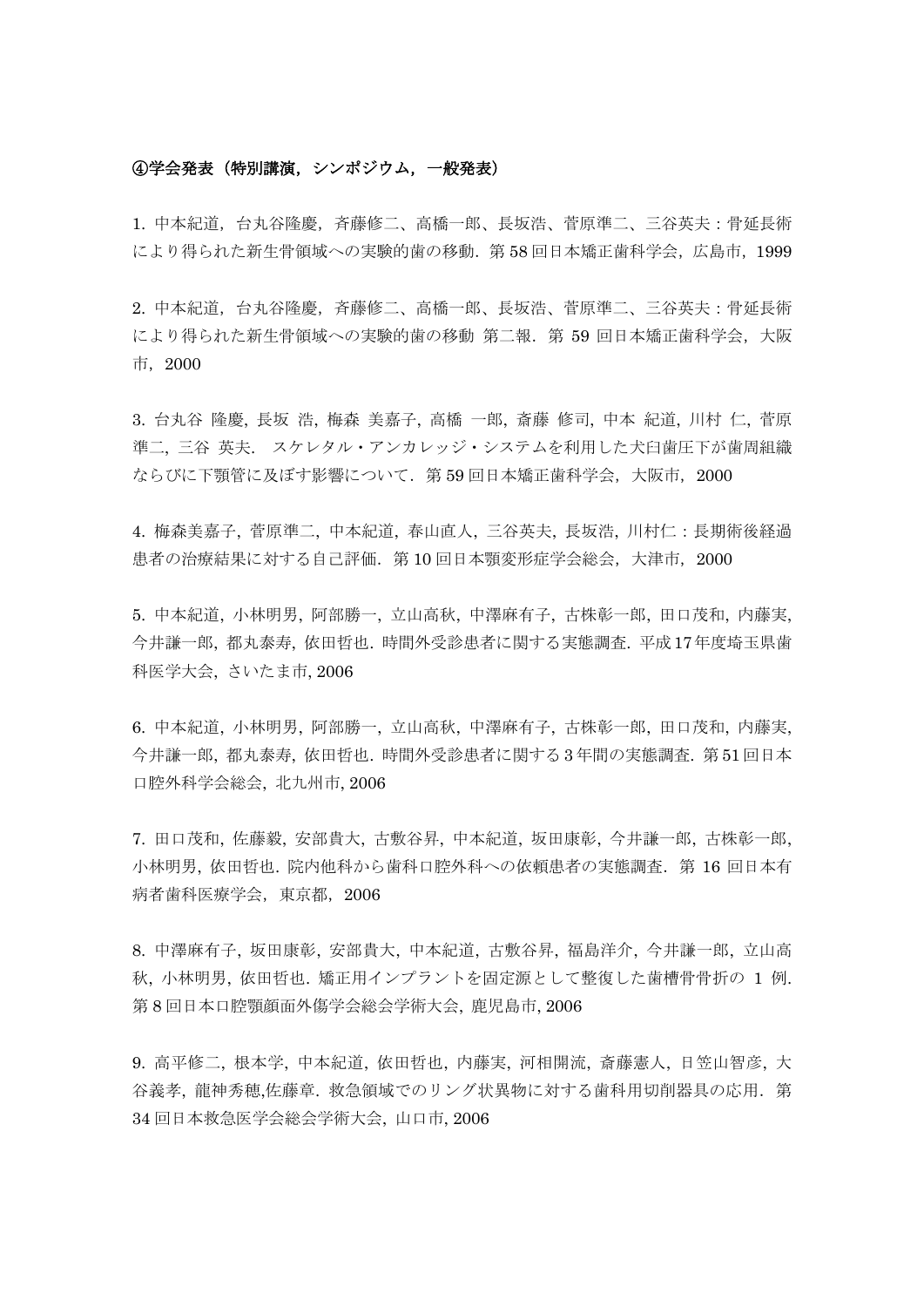**④学会発表（特別講演，シンポジウム，一般発表）**

1. 中本紀道，台丸谷隆慶，斉藤修二、高橋一郎、長坂浩、菅原準二、三谷英夫：骨延長術により得られた新生骨領域への実験的歯の移動．第 58 回日本矯正歯科学会，広島市，1999

2. 中本紀道，台丸谷隆慶，斉藤修二、高橋一郎、長坂浩、菅原準二、三谷英夫：骨延長術により得られた新生骨領域への実験的歯の移動 第二報．第 59 回日本矯正歯科学会，大阪市，2000

3. 台丸谷 隆慶, 長坂 浩, 梅森 美嘉子, 高橋 一郎, 斎藤 修司, 中本 紀道, 川村 仁, 菅原 準二, 三谷 英夫. スケレタル・アンカレッジ・システムを利用した犬臼歯圧下が歯周組織ならびに下顎管に及ぼす影響について．第 59 回日本矯正歯科学会，大阪市，2000

4. 梅森美嘉子, 菅原準二, 中本紀道, 春山直人, 三谷英夫, 長坂浩, 川村仁：長期術後経過患者の治療結果に対する自己評価．第 10 回日本顎変形症学会総会，大津市，2000

5. 中本紀道, 小林明男, 阿部勝一, 立山高秋, 中澤麻有子, 古株彰一郎, 田口茂和, 内藤実, 今井謙一郎, 都丸泰寿, 依田哲也. 時間外受診患者に関する実態調査. 平成 17 年度埼玉県歯科医学大会, さいたま市, 2006

6. 中本紀道, 小林明男, 阿部勝一, 立山高秋, 中澤麻有子, 古株彰一郎, 田口茂和, 内藤実, 今井謙一郎, 都丸泰寿, 依田哲也. 時間外受診患者に関する 3 年間の実態調査. 第 51 回日本口腔外科学会総会, 北九州市, 2006

7. 田口茂和, 佐藤毅, 安部貴大, 古敷谷昇, 中本紀道, 坂田康彰, 今井謙一郎, 古株彰一郎, 小林明男, 依田哲也. 院内他科から歯科口腔外科への依頼患者の実態調査．第 16 回日本有病者歯科医療学会，東京都，2006

8. 中澤麻有子, 坂田康彰, 安部貴大, 中本紀道, 古敷谷昇, 福島洋介, 今井謙一郎, 立山高秋, 小林明男, 依田哲也. 矯正用インプラントを固定源として整復した歯槽骨骨折の 1 例. 第 8 回日本口腔顎顔面外傷学会総会学術大会, 鹿児島市, 2006

9. 高平修二, 根本学, 中本紀道, 依田哲也, 内藤実, 河相開流, 斎藤憲人, 日笠山智彦, 大谷義孝, 龍神秀穂,佐藤章. 救急領域でのリング状異物に対する歯科用切削器具の応用．第 34 回日本救急医学会総会学術大会, 山口市, 2006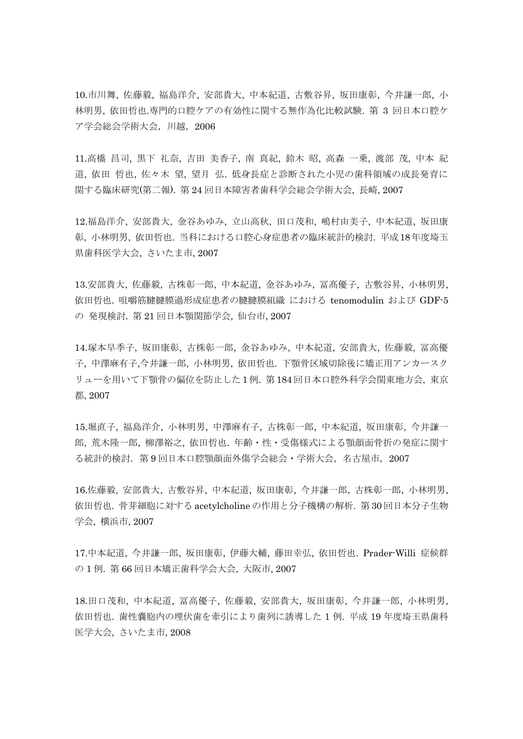10.市川舞, 佐藤毅, 福島洋介, 安部貴大, 中本紀道, 古敷谷昇, 坂田康彰, 今井謙一郎, 小林明男, 依田哲也.専門的口腔ケアの有効性に関する無作為化比較試験. 第 3 回日本口腔ケア学会総会学術大会, 川越, 2006

11.高橋 昌司, 黒下 礼奈, 吉田 美香子, 南 真紀, 鈴木 昭, 高森 一乗, 渡部 茂, 中本 紀道, 依田 哲也, 佐々木 望, 望月 弘. 低身長症と診断された小児の歯科領域の成長発育に関する臨床研究(第二報). 第 24 回日本障害者歯科学会総会学術大会, 長崎, 2007

12.福島洋介, 安部貴大, 金谷あゆみ, 立山高秋, 田口茂和, 嶋村由美子, 中本紀道, 坂田康彰, 小林明男, 依田哲也. 当科における口腔心身症患者の臨床統計的検討. 平成18年度埼玉県歯科医学大会, さいたま市, 2007

13.安部貴大, 佐藤毅, 古株彰一郎, 中本紀道, 金谷あゆみ, 冨髙優子, 古敷谷昇, 小林明男, 依田哲也. 咀嚼筋腱腱膜過形成症患者の腱腱膜組織 における tenomodulin および GDF-5 の 発現検討. 第 21 回日本顎関節学会, 仙台市, 2007

14.塚本早季子, 坂田康彰, 古株彰一郎, 金谷あゆみ, 中本紀道, 安部貴大, 佐藤毅, 冨髙優子, 中澤麻有子,今井謙一郎, 小林明男, 依田哲也. 下顎骨区域切除後に矯正用アンカースクリューを用いて下顎骨の偏位を防止した 1 例. 第184回日本口腔外科学会関東地方会, 東京都, 2007

15.堀直子, 福島洋介, 小林明男, 中澤麻有子, 古株彰一郎, 中本紀道, 坂田康彰, 今井謙一郎, 荒木隆一郎, 柳澤裕之, 依田哲也. 年齢・性・受傷様式による顎顔面骨折の発症に関する統計的検討. 第 9 回日本口腔顎顔面外傷学会総会・学術大会, 名古屋市, 2007

16.佐藤毅, 安部貴大, 古敷谷昇, 中本紀道, 坂田康彰, 今井謙一郎, 古株彰一郎, 小林明男, 依田哲也. 骨芽細胞に対する acetylcholine の作用と分子機構の解析. 第 30 回日本分子生物学会, 横浜市, 2007

17.中本紀道, 今井謙一郎, 坂田康彰, 伊藤大輔, 藤田幸弘, 依田哲也. Prader-Willi 症候群の 1 例. 第 66 回日本矯正歯科学会大会, 大阪市, 2007

18.田口茂和, 中本紀道, 冨髙優子, 佐藤毅, 安部貴大, 坂田康彰, 今井謙一郎, 小林明男, 依田哲也. 歯性嚢胞内の埋伏歯を牽引により歯列に誘導した 1 例. 平成 19 年度埼玉県歯科医学大会, さいたま市, 2008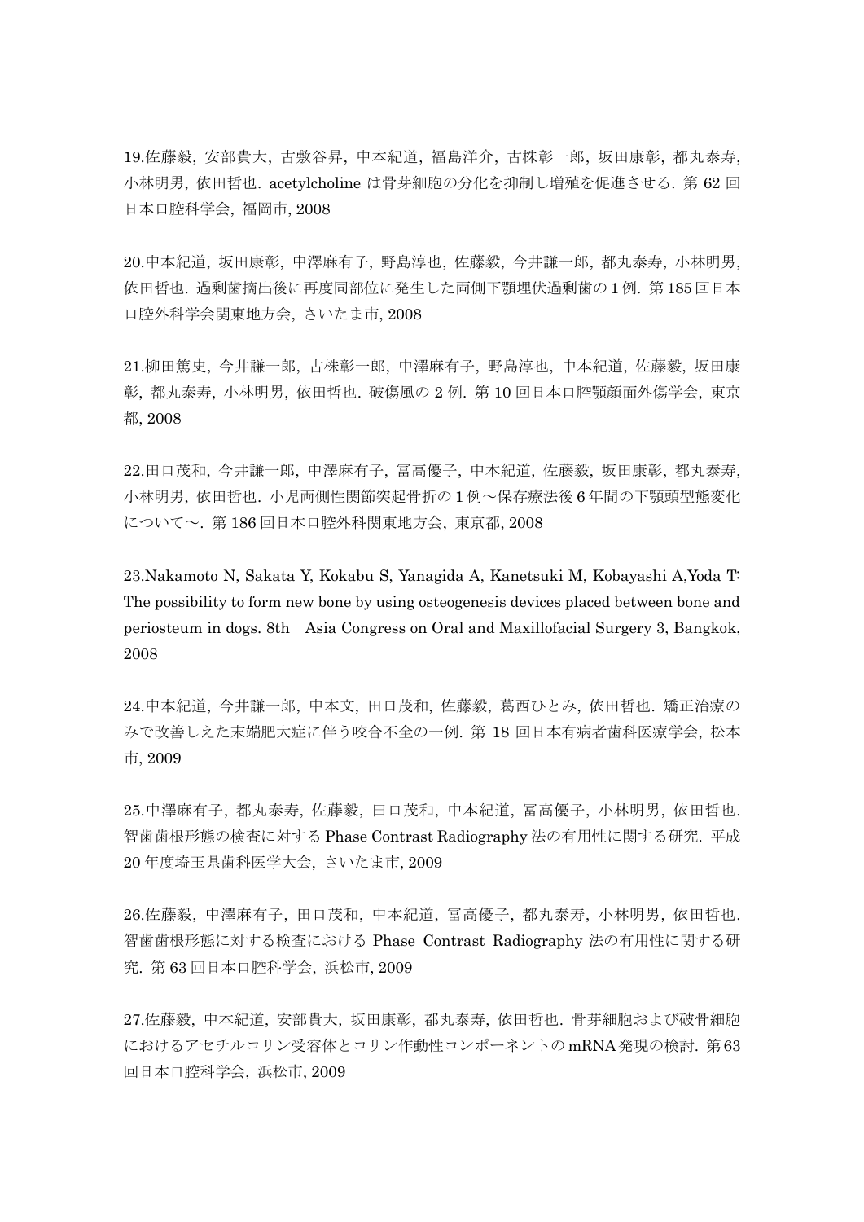19.佐藤毅, 安部貴大, 古敷谷昇, 中本紀道, 福島洋介, 古株彰一郎, 坂田康彰, 都丸泰寿, 小林明男, 依田哲也. acetylcholine は骨芽細胞の分化を抑制し増殖を促進させる. 第 62 回日本口腔科学会, 福岡市, 2008

20.中本紀道, 坂田康彰, 中澤麻有子, 野島淳也, 佐藤毅, 今井謙一郎, 都丸泰寿, 小林明男, 依田哲也. 過剰歯摘出後に再度同部位に発生した両側下顎埋伏過剰歯の 1 例. 第 185 回日本口腔外科学会関東地方会, さいたま市, 2008

21.柳田篤史, 今井謙一郎, 古株彰一郎, 中澤麻有子, 野島淳也, 中本紀道, 佐藤毅, 坂田康彰, 都丸泰寿, 小林明男, 依田哲也. 破傷風の 2 例. 第 10 回日本口腔顎顔面外傷学会, 東京都, 2008

22.田口茂和, 今井謙一郎, 中澤麻有子, 冨高優子, 中本紀道, 佐藤毅, 坂田康彰, 都丸泰寿, 小林明男, 依田哲也. 小児両側性関節突起骨折の 1 例～保存療法後 6 年間の下顎頭型態変化について～. 第 186 回日本口腔外科関東地方会, 東京都, 2008

23.Nakamoto N, Sakata Y, Kokabu S, Yanagida A, Kanetsuki M, Kobayashi A,Yoda T: The possibility to form new bone by using osteogenesis devices placed between bone and periosteum in dogs. 8th Asia Congress on Oral and Maxillofacial Surgery 3, Bangkok, 2008

24.中本紀道, 今井謙一郎, 中本文, 田口茂和, 佐藤毅, 葛西ひとみ, 依田哲也. 矯正治療のみで改善しえた末端肥大症に伴う咬合不全の一例. 第 18 回日本有病者歯科医療学会, 松本市, 2009

25.中澤麻有子, 都丸泰寿, 佐藤毅, 田口茂和, 中本紀道, 冨高優子, 小林明男, 依田哲也. 智歯歯根形態の検査に対する Phase Contrast Radiography 法の有用性に関する研究. 平成 20 年度埼玉県歯科医学大会, さいたま市, 2009

26.佐藤毅, 中澤麻有子, 田口茂和, 中本紀道, 冨高優子, 都丸泰寿, 小林明男, 依田哲也. 智歯歯根形態に対する検査における Phase Contrast Radiography 法の有用性に関する研究. 第 63 回日本口腔科学会, 浜松市, 2009

27.佐藤毅, 中本紀道, 安部貴大, 坂田康彰, 都丸泰寿, 依田哲也. 骨芽細胞および破骨細胞におけるアセチルコリン受容体とコリン作動性コンポーネントの mRNA 発現の検討. 第 63 回日本口腔科学会, 浜松市, 2009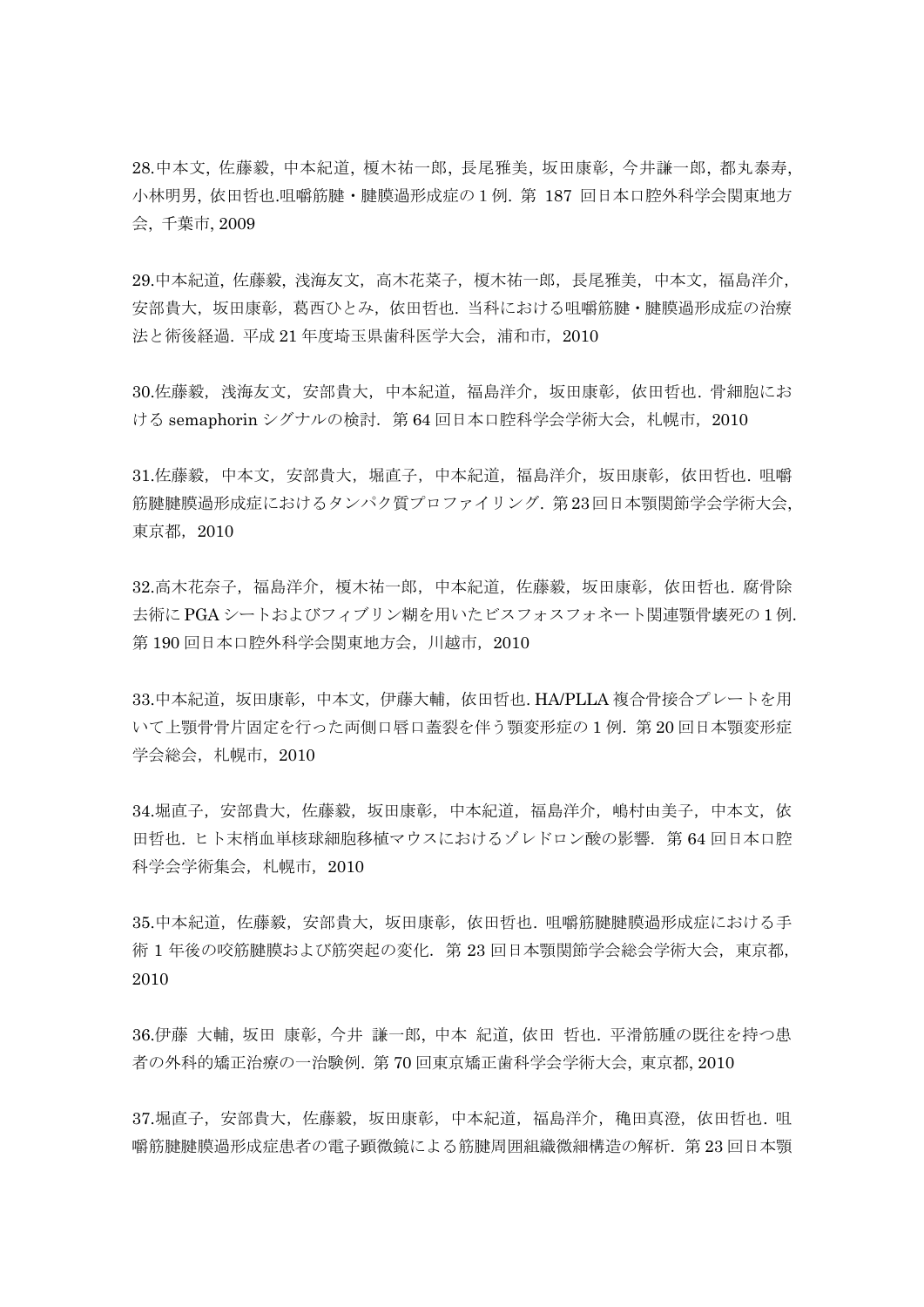28.中本文, 佐藤毅, 中本紀道, 榎木祐一郎, 長尾雅美, 坂田康彰, 今井謙一郎, 都丸泰寿, 小林明男, 依田哲也.咀嚼筋腱・腱膜過形成症の 1 例. 第 187 回日本口腔外科学会関東地方会, 千葉市, 2009

29.中本紀道, 佐藤毅, 浅海友文, 高木花菜子, 榎木祐一郎, 長尾雅美, 中本文, 福島洋介, 安部貴大, 坂田康彰, 葛西ひとみ, 依田哲也. 当科における咀嚼筋腱・腱膜過形成症の治療法と術後経過. 平成 21 年度埼玉県歯科医学大会, 浦和市, 2010

30.佐藤毅, 浅海友文, 安部貴大, 中本紀道, 福島洋介, 坂田康彰, 依田哲也. 骨細胞における semaphorin シグナルの検討. 第 64 回日本口腔科学会学術大会, 札幌市, 2010

31.佐藤毅, 中本文, 安部貴大, 堀直子, 中本紀道, 福島洋介, 坂田康彰, 依田哲也. 咀嚼筋腱腱膜過形成症におけるタンパク質プロファイリング. 第 23 回日本顎関節学会学術大会, 東京都, 2010

32.高木花奈子, 福島洋介, 榎木祐一郎, 中本紀道, 佐藤毅, 坂田康彰, 依田哲也. 腐骨除去術に PGA シートおよびフィブリン糊を用いたビスフォスフォネート関連顎骨壊死の 1 例. 第 190 回日本口腔外科学会関東地方会, 川越市, 2010

33.中本紀道, 坂田康彰, 中本文, 伊藤大輔, 依田哲也. HA/PLLA 複合骨接合プレートを用いて上顎骨骨片固定を行った両側口唇口蓋裂を伴う顎変形症の 1 例. 第 20 回日本顎変形症学会総会, 札幌市, 2010

34.堀直子, 安部貴大, 佐藤毅, 坂田康彰, 中本紀道, 福島洋介, 嶋村由美子, 中本文, 依田哲也. ヒト末梢血単核球細胞移植マウスにおけるゾレドロン酸の影響. 第 64 回日本口腔科学会学術集会, 札幌市, 2010

35.中本紀道, 佐藤毅, 安部貴大, 坂田康彰, 依田哲也. 咀嚼筋腱腱膜過形成症における手術 1 年後の咬筋腱膜および筋突起の変化. 第 23 回日本顎関節学会総会学術大会, 東京都, 2010

36.伊藤 大輔, 坂田 康彰, 今井 謙一郎, 中本 紀道, 依田 哲也. 平滑筋腫の既往を持つ患者の外科的矯正治療の一治験例. 第 70 回東京矯正歯科学会学術大会, 東京都, 2010

37.堀直子, 安部貴大, 佐藤毅, 坂田康彰, 中本紀道, 福島洋介, 穐田真澄, 依田哲也. 咀嚼筋腱腱膜過形成症患者の電子顕微鏡による筋腱周囲組織微細構造の解析. 第 23 回日本顎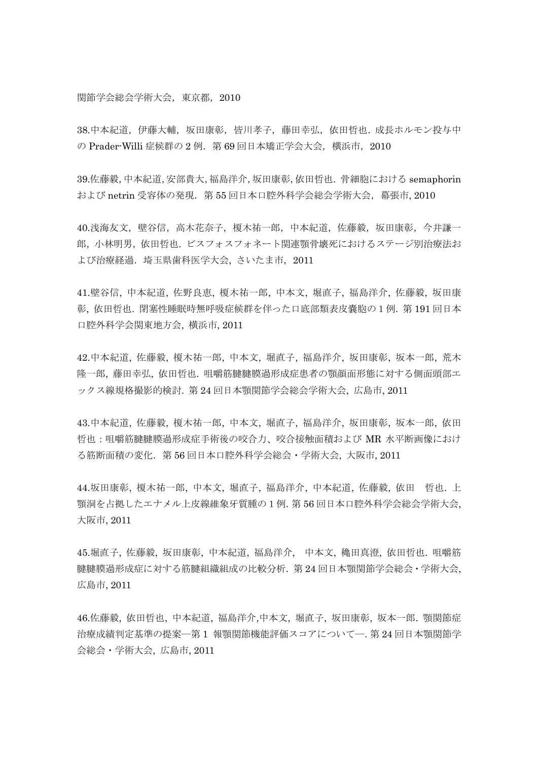関節学会総会学術大会，東京都，2010

38.中本紀道，伊藤大輔，坂田康彰，皆川孝子，藤田幸弘，依田哲也．成長ホルモン投与中の Prader-Willi 症候群の 2 例．第 69 回日本矯正学会大会，横浜市，2010

39.佐藤毅, 中本紀道, 安部貴大, 福島洋介, 坂田康彰, 依田哲也．骨細胞における semaphorin および netrin 受容体の発現．第 55 回日本口腔外科学会総会学術大会，幕張市, 2010

40.浅海友文，壁谷信，高木花奈子，榎木祐一郎，中本紀道，佐藤毅，坂田康彰，今井謙一郎，小林明男，依田哲也．ビスフォスフォネート関連顎骨壊死におけるステージ別治療法および治療経過．埼玉県歯科医学大会，さいたま市，2011

41.壁谷信，中本紀道，佐野良恵，榎木祐一郎，中本文，堀直子，福島洋介，佐藤毅，坂田康彰，依田哲也．閉塞性睡眠時無呼吸症候群を伴った口底部類表皮嚢胞の 1 例．第 191 回日本口腔外科学会関東地方会，横浜市, 2011

42.中本紀道，佐藤毅，榎木祐一郎，中本文，堀直子，福島洋介，坂田康彰，坂本一郎，荒木隆一郎，藤田幸弘，依田哲也．咀嚼筋腱腱膜過形成症患者の顎顔面形態に対する側面頭部エックス線規格撮影的検討．第 24 回日本顎関節学会総会学術大会，広島市, 2011

43.中本紀道，佐藤毅，榎木祐一郎，中本文，堀直子，福島洋介，坂田康彰，坂本一郎，依田哲也：咀嚼筋腱腱膜過形成症手術後の咬合力、咬合接触面積および MR 水平断画像における筋断面積の変化．第 56 回日本口腔外科学会総会・学術大会，大阪市, 2011

44.坂田康彰，榎木祐一郎，中本文，堀直子，福島洋介，中本紀道，佐藤毅，依田　哲也．上顎洞を占拠したエナメル上皮線維象牙質腫の 1 例. 第 56 回日本口腔外科学会総会学術大会，大阪市, 2011

45.堀直子，佐藤毅，坂田康彰，中本紀道，福島洋介，　中本文，穐田真澄，依田哲也．咀嚼筋腱腱膜過形成症に対する筋腱組織組成の比較分析．第 24 回日本顎関節学会総会・学術大会，広島市, 2011

46.佐藤毅，依田哲也，中本紀道，福島洋介,中本文，堀直子，坂田康彰，坂本一郎．顎関節症治療成績判定基準の提案―第 1 報顎関節機能評価スコアについて―. 第 24 回日本顎関節学会総会・学術大会，広島市, 2011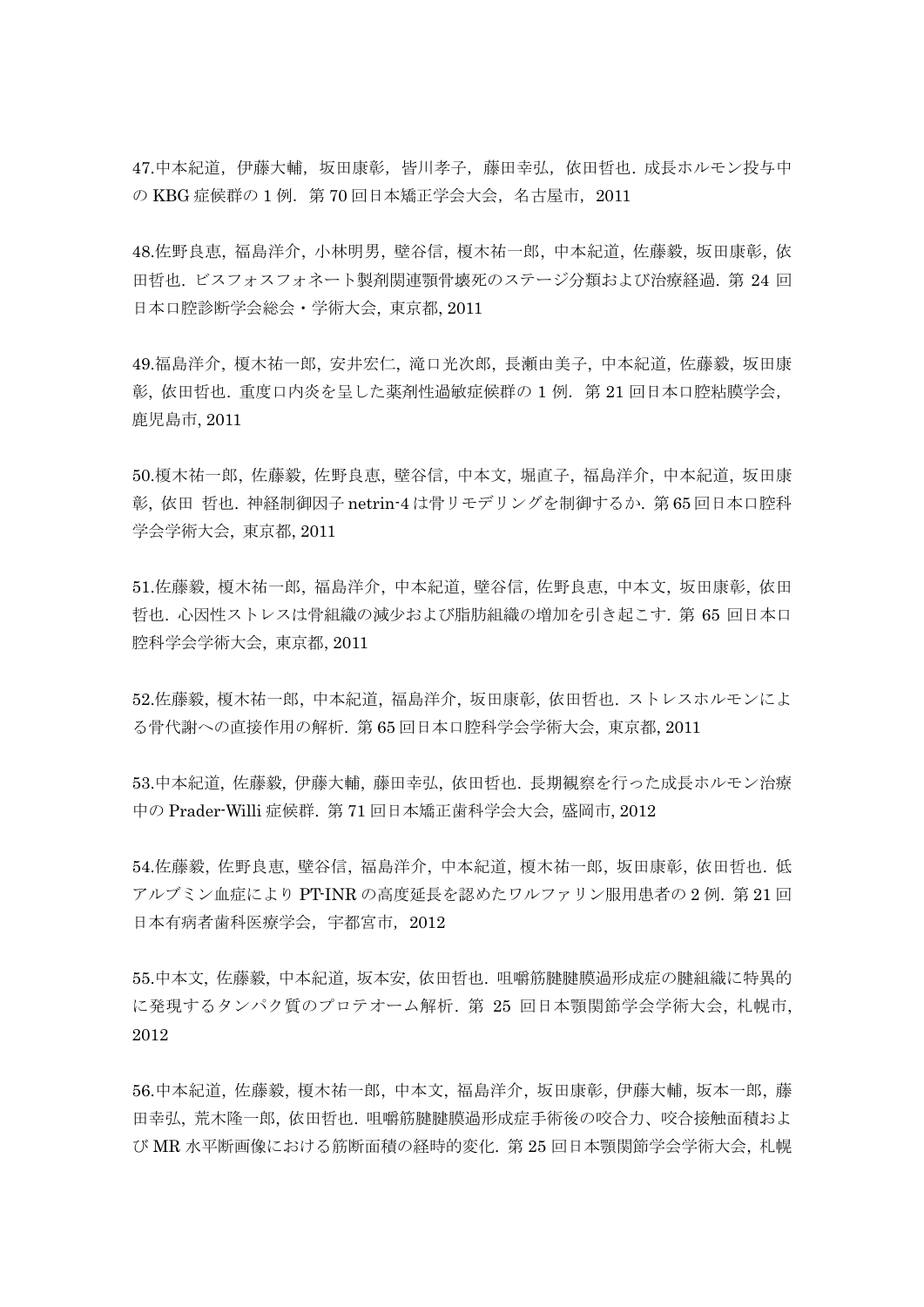47.中本紀道，伊藤大輔，坂田康彰，皆川孝子，藤田幸弘，依田哲也．成長ホルモン投与中の KBG 症候群の 1 例．第 70 回日本矯正学会大会，名古屋市，2011

48.佐野良恵, 福島洋介, 小林明男, 壁谷信, 榎木祐一郎, 中本紀道, 佐藤毅, 坂田康彰, 依田哲也. ビスフォスフォネート製剤関連顎骨壊死のステージ分類および治療経過. 第 24 回日本口腔診断学会総会・学術大会, 東京都, 2011

49.福島洋介, 榎木祐一郎, 安井宏仁, 滝口光次郎, 長瀬由美子, 中本紀道, 佐藤毅, 坂田康彰, 依田哲也. 重度口内炎を呈した薬剤性過敏症候群の 1 例. 第 21 回日本口腔粘膜学会, 鹿児島市, 2011

50.榎木祐一郎, 佐藤毅, 佐野良恵, 壁谷信, 中本文, 堀直子, 福島洋介, 中本紀道, 坂田康彰, 依田 哲也. 神経制御因子 netrin-4 は骨リモデリングを制御するか. 第 65 回日本口腔科学会学術大会, 東京都, 2011

51.佐藤毅, 榎木祐一郎, 福島洋介, 中本紀道, 壁谷信, 佐野良恵, 中本文, 坂田康彰, 依田哲也. 心因性ストレスは骨組織の減少および脂肪組織の増加を引き起こす. 第 65 回日本口腔科学会学術大会, 東京都, 2011

52.佐藤毅, 榎木祐一郎, 中本紀道, 福島洋介, 坂田康彰, 依田哲也. ストレスホルモンによる骨代謝への直接作用の解析. 第 65 回日本口腔科学会学術大会, 東京都, 2011

53.中本紀道, 佐藤毅, 伊藤大輔, 藤田幸弘, 依田哲也. 長期観察を行った成長ホルモン治療中の Prader-Willi 症候群. 第 71 回日本矯正歯科学会大会, 盛岡市, 2012

54.佐藤毅, 佐野良恵, 壁谷信, 福島洋介, 中本紀道, 榎木祐一郎, 坂田康彰, 依田哲也. 低アルブミン血症により PT-INR の高度延長を認めたワルファリン服用患者の 2 例. 第 21 回日本有病者歯科医療学会，宇都宮市，2012

55.中本文, 佐藤毅, 中本紀道, 坂本安, 依田哲也. 咀嚼筋腱腱膜過形成症の腱組織に特異的に発現するタンパク質のプロテオーム解析. 第 25 回日本顎関節学会学術大会, 札幌市, 2012

56.中本紀道, 佐藤毅, 榎木祐一郎, 中本文, 福島洋介, 坂田康彰, 伊藤大輔, 坂本一郎, 藤田幸弘, 荒木隆一郎, 依田哲也. 咀嚼筋腱腱膜過形成症手術後の咬合力、咬合接触面積および MR 水平断画像における筋断面積の経時的変化. 第 25 回日本顎関節学会学術大会, 札幌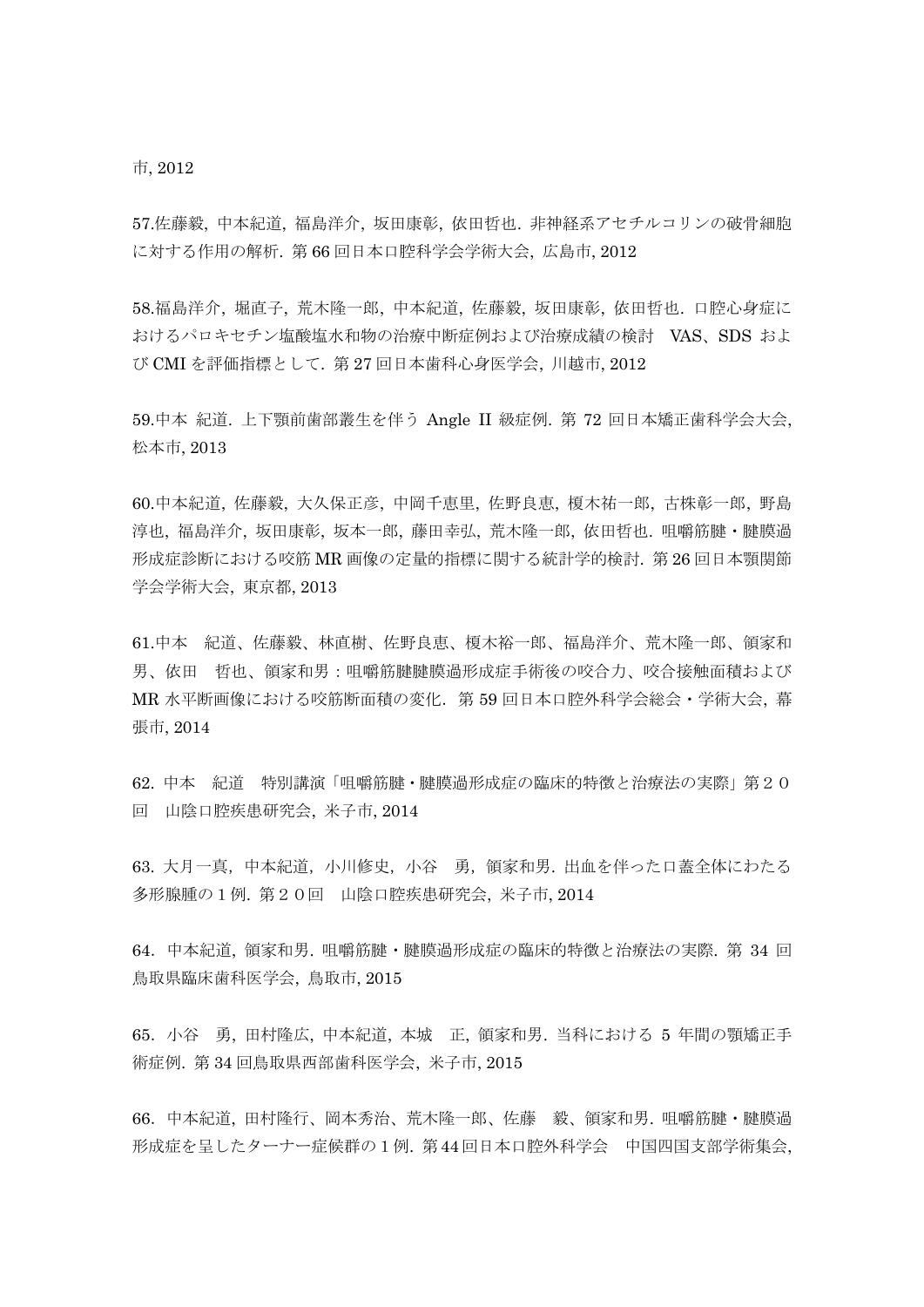市, 2012

57.佐藤毅, 中本紀道, 福島洋介, 坂田康彰, 依田哲也. 非神経系アセチルコリンの破骨細胞に対する作用の解析. 第 66 回日本口腔科学会学術大会, 広島市, 2012

58.福島洋介, 堀直子, 荒木隆一郎, 中本紀道, 佐藤毅, 坂田康彰, 依田哲也. 口腔心身症におけるパロキセチン塩酸塩水和物の治療中断症例および治療成績の検討　VAS、SDS および CMI を評価指標として. 第 27 回日本歯科心身医学会, 川越市, 2012

59.中本 紀道. 上下顎前歯部叢生を伴う Angle II 級症例. 第 72 回日本矯正歯科学会大会, 松本市, 2013

60.中本紀道, 佐藤毅, 大久保正彦, 中岡千恵里, 佐野良恵, 榎木祐一郎, 古株彰一郎, 野島淳也, 福島洋介, 坂田康彰, 坂本一郎, 藤田幸弘, 荒木隆一郎, 依田哲也. 咀嚼筋腱・腱膜過形成症診断における咬筋 MR 画像の定量的指標に関する統計学的検討. 第 26 回日本顎関節学会学術大会, 東京都, 2013

61.中本　紀道、佐藤毅、林直樹、佐野良恵、榎木裕一郎、福島洋介、荒木隆一郎、領家和男、依田　哲也、領家和男：咀嚼筋腱腱膜過形成症手術後の咬合力、咬合接触面積および MR 水平断画像における咬筋断面積の変化. 第 59 回日本口腔外科学会総会・学術大会, 幕張市, 2014

62. 中本　紀道　特別講演「咀嚼筋腱・腱膜過形成症の臨床的特徴と治療法の実際」第２０回　山陰口腔疾患研究会, 米子市, 2014

63. 大月一真, 中本紀道, 小川修史, 小谷　勇, 領家和男. 出血を伴った口蓋全体にわたる多形腺腫の１例. 第２０回　山陰口腔疾患研究会, 米子市, 2014

64. 中本紀道, 領家和男. 咀嚼筋腱・腱膜過形成症の臨床的特徴と治療法の実際. 第 34 回鳥取県臨床歯科医学会, 鳥取市, 2015

65. 小谷　勇, 田村隆広, 中本紀道, 本城　正, 領家和男. 当科における 5 年間の顎矯正手術症例. 第 34 回鳥取県西部歯科医学会, 米子市, 2015

66. 中本紀道, 田村隆行、岡本秀治、荒木隆一郎、佐藤　毅、領家和男. 咀嚼筋腱・腱膜過形成症を呈したターナー症候群の１例. 第 44 回日本口腔外科学会　中国四国支部学術集会,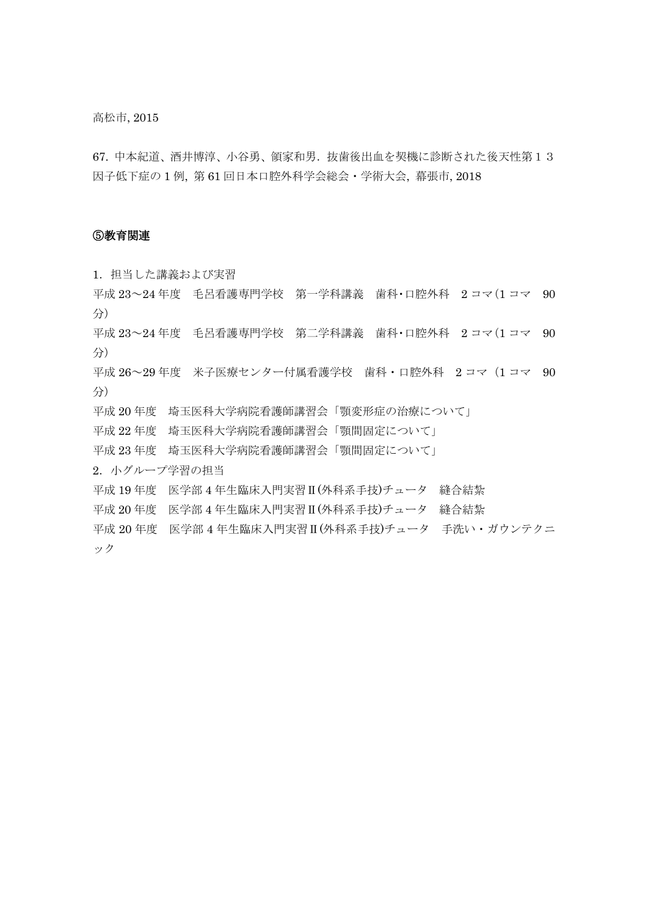高松市, 2015

67. 中本紀道、酒井博淳、小谷勇、領家和男．抜歯後出血を契機に診断された後天性第１３因子低下症の１例, 第 61 回日本口腔外科学会総会・学術大会, 幕張市, 2018

### ⑤教育関連

1. 担当した講義および実習

平成 23～24 年度　毛呂看護専門学校　第一学科講義　歯科･口腔外科　2 コマ(1 コマ　90 分)

平成 23～24 年度　毛呂看護専門学校　第二学科講義　歯科･口腔外科　2 コマ(1 コマ　90 分)

平成 26～29 年度　米子医療センター付属看護学校　歯科・口腔外科　2 コマ（1 コマ　90 分)

平成 20 年度　埼玉医科大学病院看護師講習会「顎変形症の治療について」

平成 22 年度　埼玉医科大学病院看護師講習会「顎間固定について」

平成 23 年度　埼玉医科大学病院看護師講習会「顎間固定について」

2. 小グループ学習の担当

平成 19 年度　医学部 4 年生臨床入門実習Ⅱ(外科系手技)チュータ　縫合結紮

平成 20 年度　医学部 4 年生臨床入門実習Ⅱ(外科系手技)チュータ　縫合結紮

平成 20 年度　医学部 4 年生臨床入門実習Ⅱ(外科系手技)チュータ　手洗い・ガウンテクニック